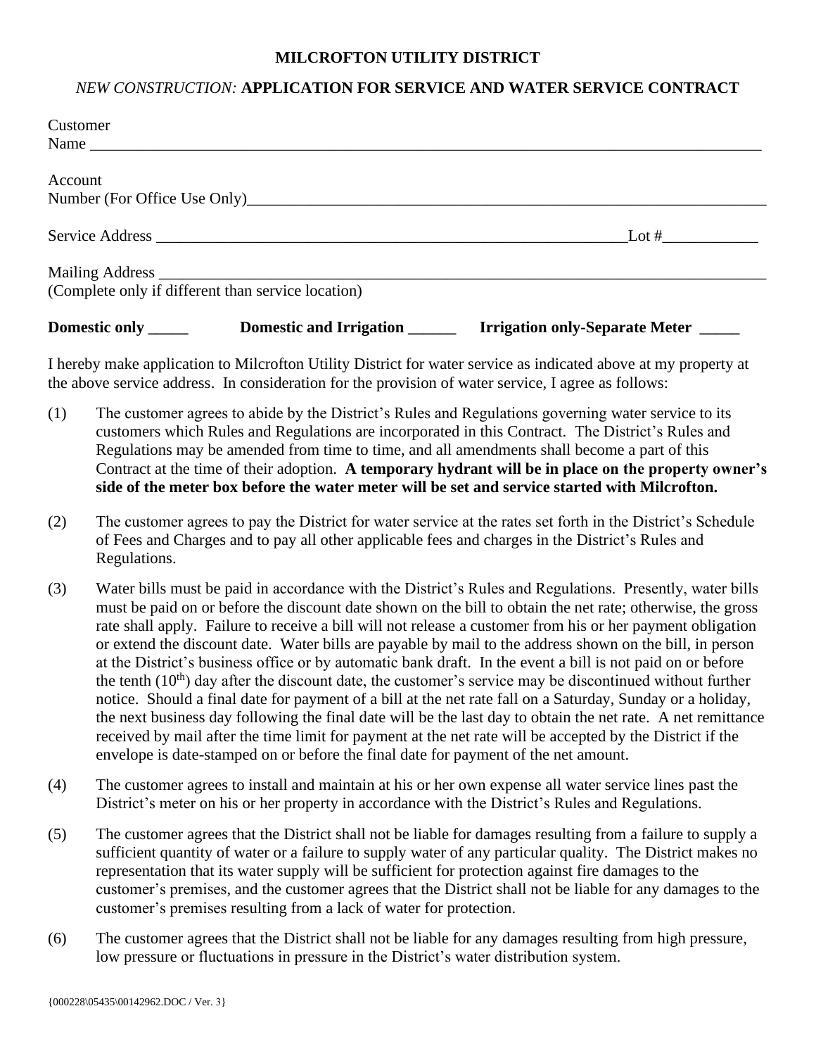**MILCROFTON UTILITY DISTRICT**

*NEW CONSTRUCTION:* **APPLICATION FOR SERVICE AND WATER SERVICE CONTRACT**

Customer Name ____________________________________________________________________________

Account Number (For Office Use Only)___________________________________________________________

Service Address ____________________________________________________________ Lot #____________

Mailing Address ___________________________________________________________________________
(Complete only if different than service location)

**Domestic only _____** **Domestic and Irrigation ______** **Irrigation only-Separate Meter _____**

I hereby make application to Milcrofton Utility District for water service as indicated above at my property at the above service address. In consideration for the provision of water service, I agree as follows:

(1) The customer agrees to abide by the District's Rules and Regulations governing water service to its customers which Rules and Regulations are incorporated in this Contract. The District's Rules and Regulations may be amended from time to time, and all amendments shall become a part of this Contract at the time of their adoption. **A temporary hydrant will be in place on the property owner's side of the meter box before the water meter will be set and service started with Milcrofton.**

(2) The customer agrees to pay the District for water service at the rates set forth in the District's Schedule of Fees and Charges and to pay all other applicable fees and charges in the District's Rules and Regulations.

(3) Water bills must be paid in accordance with the District's Rules and Regulations. Presently, water bills must be paid on or before the discount date shown on the bill to obtain the net rate; otherwise, the gross rate shall apply. Failure to receive a bill will not release a customer from his or her payment obligation or extend the discount date. Water bills are payable by mail to the address shown on the bill, in person at the District's business office or by automatic bank draft. In the event a bill is not paid on or before the tenth (10th) day after the discount date, the customer's service may be discontinued without further notice. Should a final date for payment of a bill at the net rate fall on a Saturday, Sunday or a holiday, the next business day following the final date will be the last day to obtain the net rate. A net remittance received by mail after the time limit for payment at the net rate will be accepted by the District if the envelope is date-stamped on or before the final date for payment of the net amount.

(4) The customer agrees to install and maintain at his or her own expense all water service lines past the District's meter on his or her property in accordance with the District's Rules and Regulations.

(5) The customer agrees that the District shall not be liable for damages resulting from a failure to supply a sufficient quantity of water or a failure to supply water of any particular quality. The District makes no representation that its water supply will be sufficient for protection against fire damages to the customer's premises, and the customer agrees that the District shall not be liable for any damages to the customer's premises resulting from a lack of water for protection.

(6) The customer agrees that the District shall not be liable for any damages resulting from high pressure, low pressure or fluctuations in pressure in the District's water distribution system.

{000228\05435\00142962.DOC / Ver. 3}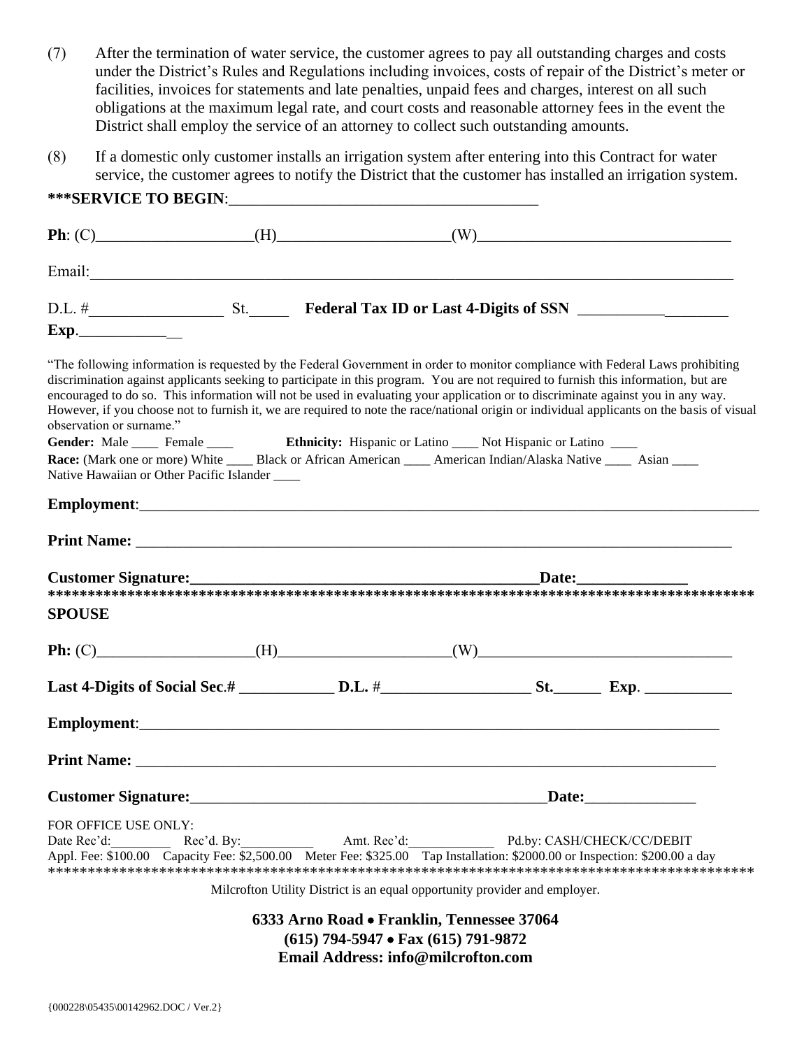(7) After the termination of water service, the customer agrees to pay all outstanding charges and costs under the District's Rules and Regulations including invoices, costs of repair of the District's meter or facilities, invoices for statements and late penalties, unpaid fees and charges, interest on all such obligations at the maximum legal rate, and court costs and reasonable attorney fees in the event the District shall employ the service of an attorney to collect such outstanding amounts.

(8) If a domestic only customer installs an irrigation system after entering into this Contract for water service, the customer agrees to notify the District that the customer has installed an irrigation system.

**\*\*\*SERVICE TO BEGIN**:_______________________________________

**Ph**: (C)____________________(H)______________________(W)________________________________

Email:_____________________________________________________________________________________

D.L. #_________________ St._____ **Federal Tax ID or Last 4-Digits of SSN** ___________________

**Exp**.______________

"The following information is requested by the Federal Government in order to monitor compliance with Federal Laws prohibiting discrimination against applicants seeking to participate in this program. You are not required to furnish this information, but are encouraged to do so. This information will not be used in evaluating your application or to discriminate against you in any way. However, if you choose not to furnish it, we are required to note the race/national origin or individual applicants on the basis of visual observation or surname."

**Gender:** Male ____ Female ____ **Ethnicity:** Hispanic or Latino ____ Not Hispanic or Latino ____

**Race:** (Mark one or more) White ____ Black or African American ____ American Indian/Alaska Native ____ Asian ____ Native Hawaiian or Other Pacific Islander ____

**Employment**:_______________________________________________________________________________

**Print Name:** ______________________________________________________________________________

**Customer Signature:___________________________________________Date:______________**

\*\*\*\*\*\*\*\*\*\*\*\*\*\*\*\*\*\*\*\*\*\*\*\*\*\*\*\*\*\*\*\*\*\*\*\*\*\*\*\*\*\*\*\*\*\*\*\*\*\*\*\*\*\*\*\*\*\*\*\*\*\*\*\*\*\*\*\*\*\*\*\*\*\*\*\*\*\*\*\*\*\*\*\*\*\*

**SPOUSE**

**Ph:** (C)____________________(H)______________________(W)________________________________

**Last 4-Digits of Social Sec.#** ____________ **D.L.** #___________________ **St.**______ **Exp**. ___________

**Employment**:___________________________________________________________________________

**Print Name:** __________________________________________________________________________

**Customer Signature:**_______________________________________________**Date:**______________

FOR OFFICE USE ONLY:

Date Rec'd:_________ Rec'd. By:___________ Amt. Rec'd:_____________ Pd.by: CASH/CHECK/CC/DEBIT

Appl. Fee: $100.00 Capacity Fee: $2,500.00 Meter Fee: $325.00 Tap Installation: $2000.00 or Inspection: $200.00 a day

\*\*\*\*\*\*\*\*\*\*\*\*\*\*\*\*\*\*\*\*\*\*\*\*\*\*\*\*\*\*\*\*\*\*\*\*\*\*\*\*\*\*\*\*\*\*\*\*\*\*\*\*\*\*\*\*\*\*\*\*\*\*\*\*\*\*\*\*\*\*\*\*\*\*\*\*\*\*\*\*\*\*\*\*\*\*\*\*\*\*\*\*

Milcrofton Utility District is an equal opportunity provider and employer.

**6333 Arno Road • Franklin, Tennessee 37064**
**(615) 794-5947 • Fax (615) 791-9872**
**Email Address: info@milcrofton.com**

{000228\05435\00142962.DOC / Ver.2}